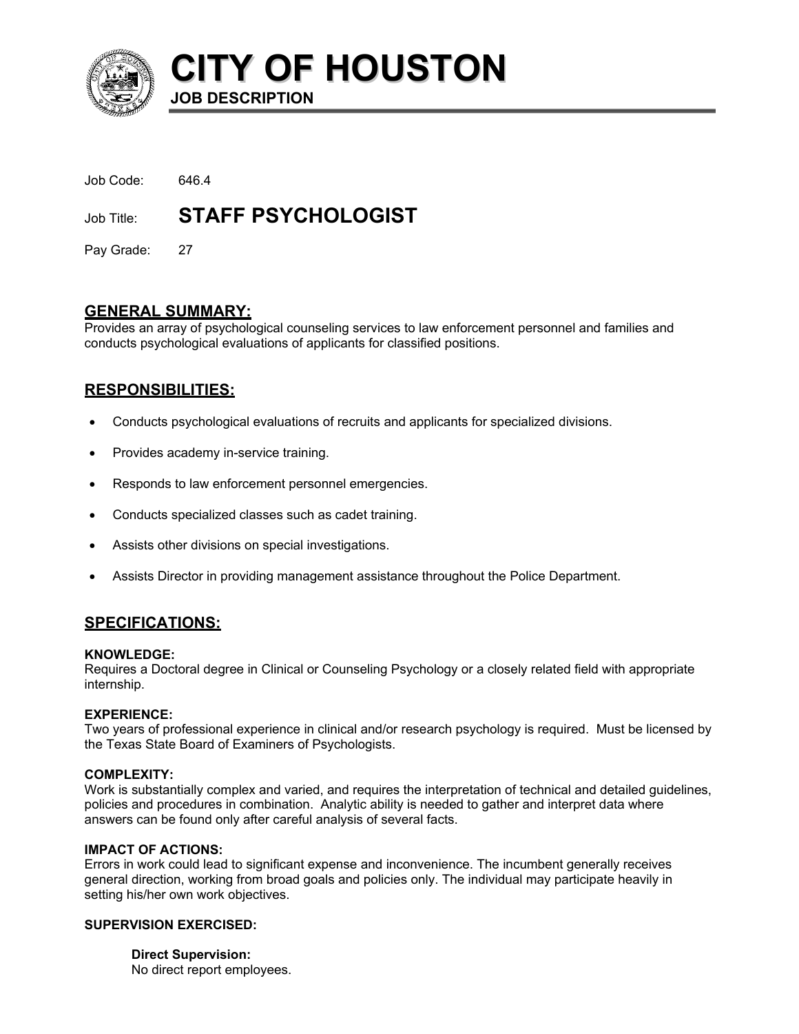# CITY OF HOUSTON

**JOB DESCRIPTION**

Job Code: 646.4

Job Title: **STAFF PSYCHOLOGIST**

Pay Grade: 27

## GENERAL SUMMARY:

Provides an array of psychological counseling services to law enforcement personnel and families and conducts psychological evaluations of applicants for classified positions.

## RESPONSIBILITIES:

- Conducts psychological evaluations of recruits and applicants for specialized divisions.
- Provides academy in-service training.
- Responds to law enforcement personnel emergencies.
- Conducts specialized classes such as cadet training.
- Assists other divisions on special investigations.
- Assists Director in providing management assistance throughout the Police Department.

## SPECIFICATIONS:

**KNOWLEDGE:**
Requires a Doctoral degree in Clinical or Counseling Psychology or a closely related field with appropriate internship.

**EXPERIENCE:**
Two years of professional experience in clinical and/or research psychology is required. Must be licensed by the Texas State Board of Examiners of Psychologists.

**COMPLEXITY:**
Work is substantially complex and varied, and requires the interpretation of technical and detailed guidelines, policies and procedures in combination. Analytic ability is needed to gather and interpret data where answers can be found only after careful analysis of several facts.

**IMPACT OF ACTIONS:**
Errors in work could lead to significant expense and inconvenience. The incumbent generally receives general direction, working from broad goals and policies only. The individual may participate heavily in setting his/her own work objectives.

**SUPERVISION EXERCISED:**

**Direct Supervision:**
No direct report employees.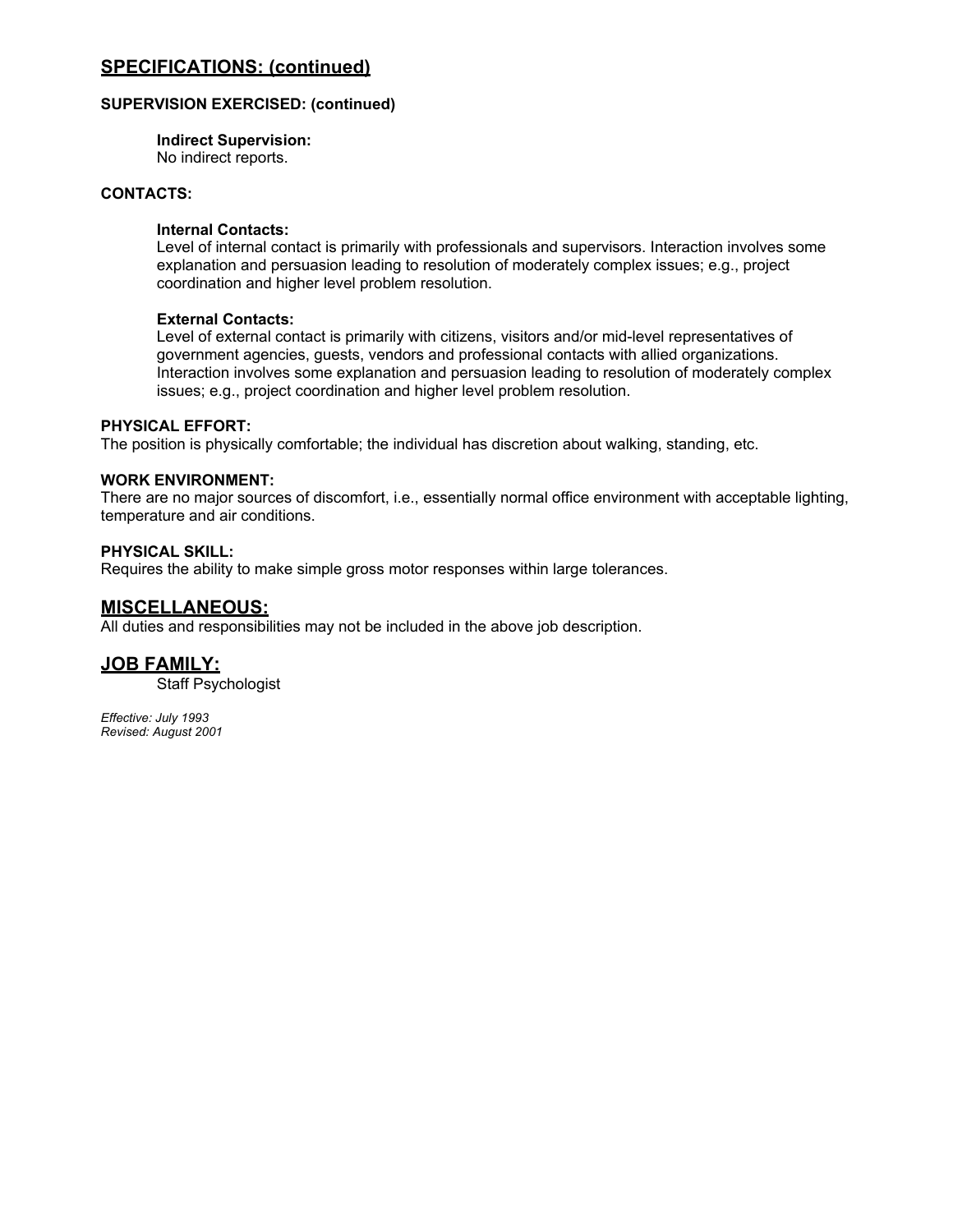## SPECIFICATIONS: (continued)

### SUPERVISION EXERCISED: (continued)

**Indirect Supervision:**
No indirect reports.

### CONTACTS:

**Internal Contacts:**
Level of internal contact is primarily with professionals and supervisors. Interaction involves some explanation and persuasion leading to resolution of moderately complex issues; e.g., project coordination and higher level problem resolution.

**External Contacts:**
Level of external contact is primarily with citizens, visitors and/or mid-level representatives of government agencies, guests, vendors and professional contacts with allied organizations. Interaction involves some explanation and persuasion leading to resolution of moderately complex issues; e.g., project coordination and higher level problem resolution.

### PHYSICAL EFFORT:

The position is physically comfortable; the individual has discretion about walking, standing, etc.

### WORK ENVIRONMENT:

There are no major sources of discomfort, i.e., essentially normal office environment with acceptable lighting, temperature and air conditions.

### PHYSICAL SKILL:

Requires the ability to make simple gross motor responses within large tolerances.

## MISCELLANEOUS:

All duties and responsibilities may not be included in the above job description.

## JOB FAMILY:

Staff Psychologist

*Effective: July 1993*
*Revised: August 2001*